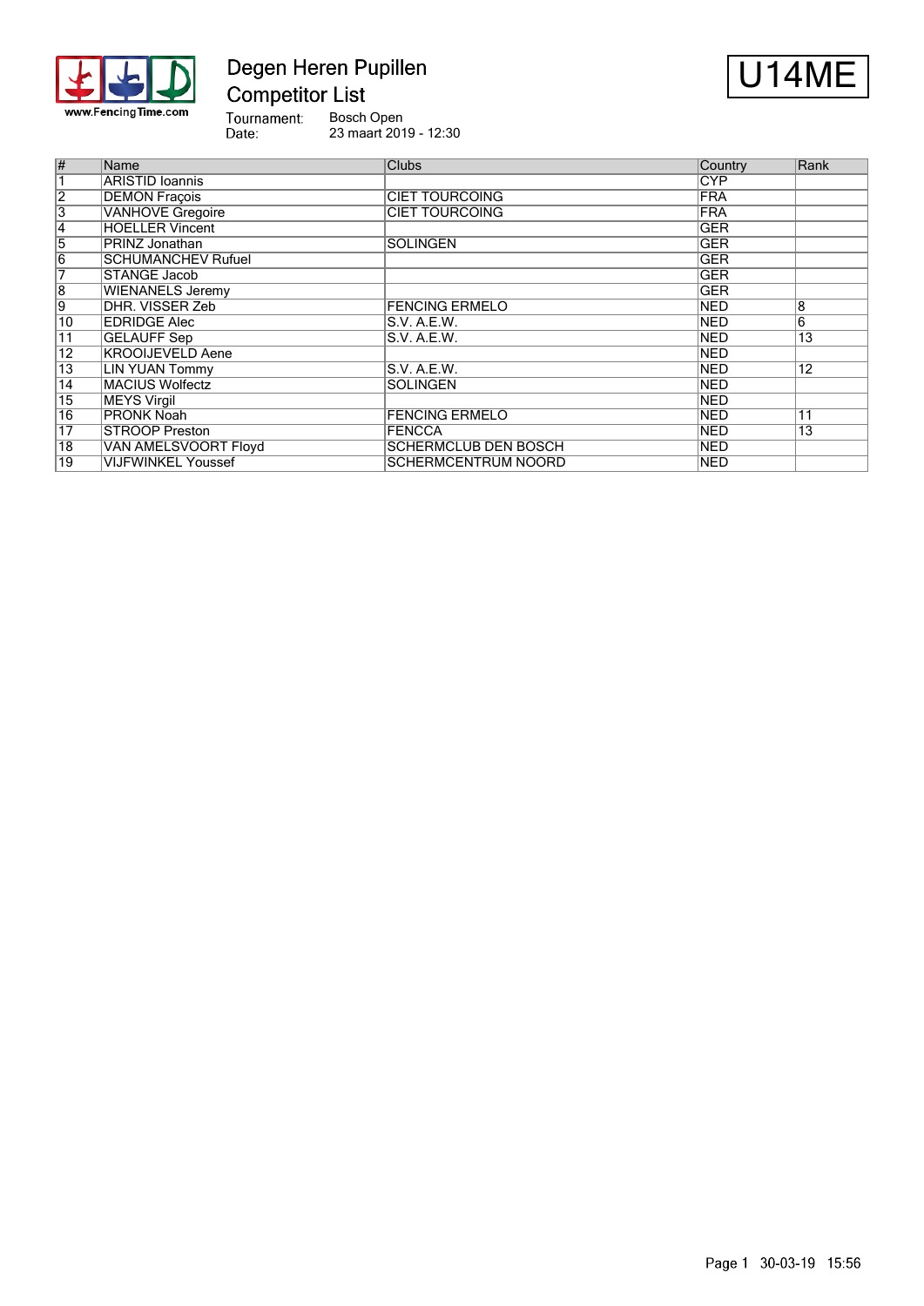# Degen Heren Pupillen

## Competitor List

**U14ME**

Tournament: Bosch Open
Date: 23 maart 2019 - 12:30

| # | Name | Clubs | Country | Rank |
|---|---|---|---|---|
| 1 | ARISTID Ioannis | | CYP | |
| 2 | DEMON Fraçois | CIET TOURCOING | FRA | |
| 3 | VANHOVE Gregoire | CIET TOURCOING | FRA | |
| 4 | HOELLER Vincent | | GER | |
| 5 | PRINZ Jonathan | SOLINGEN | GER | |
| 6 | SCHUMANCHEV Rufuel | | GER | |
| 7 | STANGE Jacob | | GER | |
| 8 | WIENANELS Jeremy | | GER | |
| 9 | DHR. VISSER Zeb | FENCING ERMELO | NED | 8 |
| 10 | EDRIDGE Alec | S.V. A.E.W. | NED | 6 |
| 11 | GELAUFF Sep | S.V. A.E.W. | NED | 13 |
| 12 | KROOIJEVELD Aene | | NED | |
| 13 | LIN YUAN Tommy | S.V. A.E.W. | NED | 12 |
| 14 | MACIUS Wolfectz | SOLINGEN | NED | |
| 15 | MEYS Virgil | | NED | |
| 16 | PRONK Noah | FENCING ERMELO | NED | 11 |
| 17 | STROOP Preston | FENCCA | NED | 13 |
| 18 | VAN AMELSVOORT Floyd | SCHERMCLUB DEN BOSCH | NED | |
| 19 | VIJFWINKEL Youssef | SCHERMCENTRUM NOORD | NED | |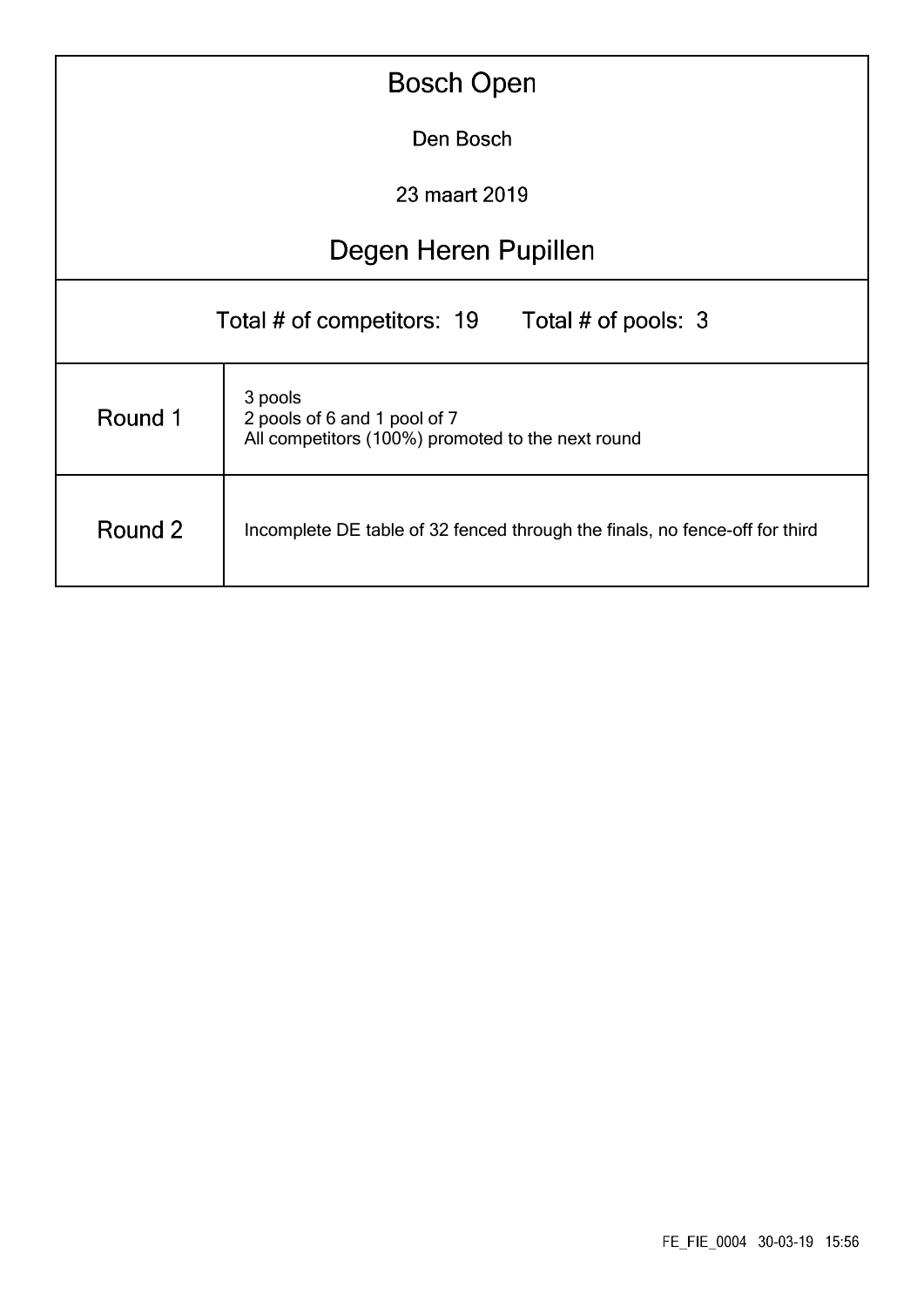# Bosch Open

Den Bosch

23 maart 2019

## Degen Heren Pupillen

Total # of competitors: 19    Total # of pools: 3

| | |
|---|---|
| Round 1 | 3 pools<br>2 pools of 6 and 1 pool of 7<br>All competitors (100%) promoted to the next round |
| Round 2 | Incomplete DE table of 32 fenced through the finals, no fence-off for third |

FE_FIE_0004 30-03-19 15:56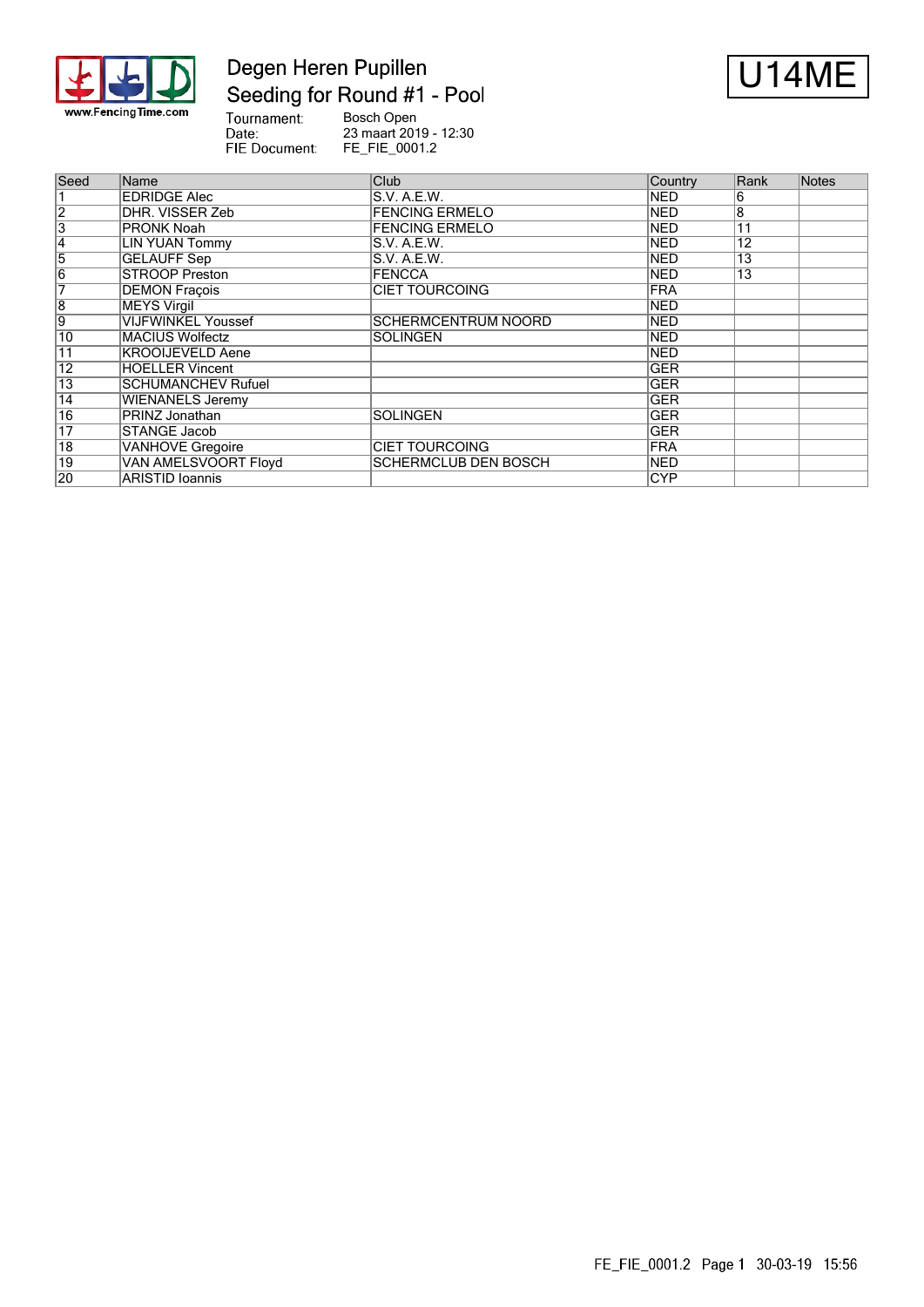# Degen Heren Pupillen

## Seeding for Round #1 - Pool

U14ME

Tournament: Bosch Open
Date: 23 maart 2019 - 12:30
FIE Document: FE_FIE_0001.2

| Seed | Name | Club | Country | Rank | Notes |
|---|---|---|---|---|---|
| 1 | EDRIDGE Alec | S.V. A.E.W. | NED | 6 | |
| 2 | DHR. VISSER Zeb | FENCING ERMELO | NED | 8 | |
| 3 | PRONK Noah | FENCING ERMELO | NED | 11 | |
| 4 | LIN YUAN Tommy | S.V. A.E.W. | NED | 12 | |
| 5 | GELAUFF Sep | S.V. A.E.W. | NED | 13 | |
| 6 | STROOP Preston | FENCCA | NED | 13 | |
| 7 | DEMON Fraçois | CIET TOURCOING | FRA | | |
| 8 | MEYS Virgil | | NED | | |
| 9 | VIJFWINKEL Youssef | SCHERMCENTRUM NOORD | NED | | |
| 10 | MACIUS Wolfectz | SOLINGEN | NED | | |
| 11 | KROOIJEVELD Aene | | NED | | |
| 12 | HOELLER Vincent | | GER | | |
| 13 | SCHUMANCHEV Rufuel | | GER | | |
| 14 | WIENANELS Jeremy | | GER | | |
| 16 | PRINZ Jonathan | SOLINGEN | GER | | |
| 17 | STANGE Jacob | | GER | | |
| 18 | VANHOVE Gregoire | CIET TOURCOING | FRA | | |
| 19 | VAN AMELSVOORT Floyd | SCHERMCLUB DEN BOSCH | NED | | |
| 20 | ARISTID Ioannis | | CYP | | |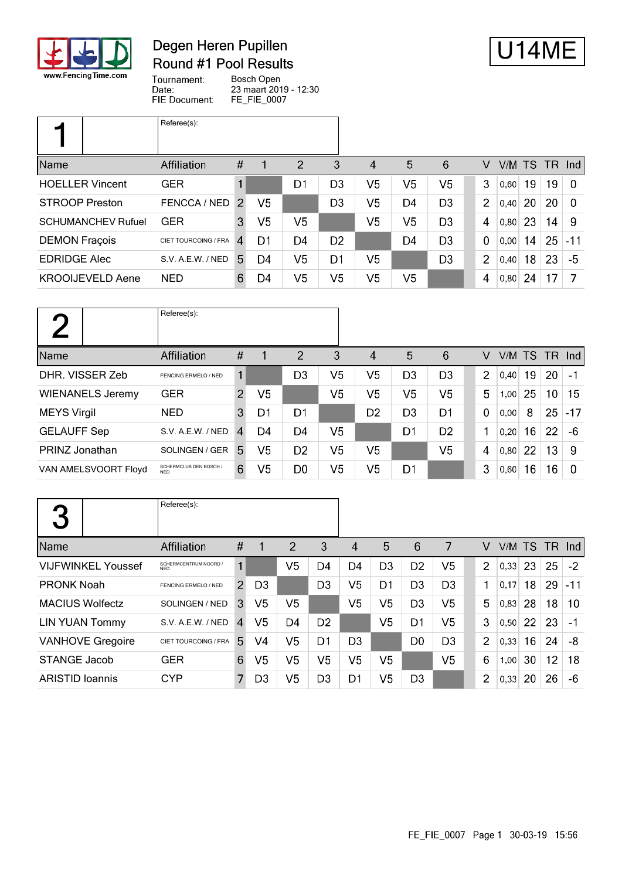# Degen Heren Pupillen
## Round #1 Pool Results

**U14ME**

Tournament: Bosch Open
Date: 23 maart 2019 - 12:30
FIE Document: FE_FIE_0007

### Pool 1

Referee(s):

| Name | Affiliation | # | 1 | 2 | 3 | 4 | 5 | 6 | V | V/M | TS | TR | Ind |
|---|---|---|---|---|---|---|---|---|---|---|---|---|---|
| HOELLER Vincent | GER | 1 | | D1 | D3 | V5 | V5 | V5 | 3 | 0,60 | 19 | 19 | 0 |
| STROOP Preston | FENCCA / NED | 2 | V5 | | D3 | V5 | D4 | D3 | 2 | 0,40 | 20 | 20 | 0 |
| SCHUMANCHEV Rufuel | GER | 3 | V5 | V5 | | V5 | V5 | D3 | 4 | 0,80 | 23 | 14 | 9 |
| DEMON Fraçois | CIET TOURCOING / FRA | 4 | D1 | D4 | D2 | | D4 | D3 | 0 | 0,00 | 14 | 25 | -11 |
| EDRIDGE Alec | S.V. A.E.W. / NED | 5 | D4 | V5 | D1 | V5 | | D3 | 2 | 0,40 | 18 | 23 | -5 |
| KROOIJEVELD Aene | NED | 6 | D4 | V5 | V5 | V5 | V5 | | 4 | 0,80 | 24 | 17 | 7 |

### Pool 2

Referee(s):

| Name | Affiliation | # | 1 | 2 | 3 | 4 | 5 | 6 | V | V/M | TS | TR | Ind |
|---|---|---|---|---|---|---|---|---|---|---|---|---|---|
| DHR. VISSER Zeb | FENCING ERMELO / NED | 1 | | D3 | V5 | V5 | D3 | D3 | 2 | 0,40 | 19 | 20 | -1 |
| WIENANELS Jeremy | GER | 2 | V5 | | V5 | V5 | V5 | V5 | 5 | 1,00 | 25 | 10 | 15 |
| MEYS Virgil | NED | 3 | D1 | D1 | | D2 | D3 | D1 | 0 | 0,00 | 8 | 25 | -17 |
| GELAUFF Sep | S.V. A.E.W. / NED | 4 | D4 | D4 | V5 | | D1 | D2 | 1 | 0,20 | 16 | 22 | -6 |
| PRINZ Jonathan | SOLINGEN / GER | 5 | V5 | D2 | V5 | V5 | | V5 | 4 | 0,80 | 22 | 13 | 9 |
| VAN AMELSVOORT Floyd | SCHERMCLUB DEN BOSCH / NED | 6 | V5 | D0 | V5 | V5 | D1 | | 3 | 0,60 | 16 | 16 | 0 |

### Pool 3

Referee(s):

| Name | Affiliation | # | 1 | 2 | 3 | 4 | 5 | 6 | 7 | V | V/M | TS | TR | Ind |
|---|---|---|---|---|---|---|---|---|---|---|---|---|---|---|
| VIJFWINKEL Youssef | SCHERMCENTRUM NOORD / NED | 1 | | V5 | D4 | D4 | D3 | D2 | V5 | 2 | 0,33 | 23 | 25 | -2 |
| PRONK Noah | FENCING ERMELO / NED | 2 | D3 | | D3 | V5 | D1 | D3 | D3 | 1 | 0,17 | 18 | 29 | -11 |
| MACIUS Wolfectz | SOLINGEN / NED | 3 | V5 | V5 | | V5 | V5 | D3 | V5 | 5 | 0,83 | 28 | 18 | 10 |
| LIN YUAN Tommy | S.V. A.E.W. / NED | 4 | V5 | D4 | D2 | | V5 | D1 | V5 | 3 | 0,50 | 22 | 23 | -1 |
| VANHOVE Gregoire | CIET TOURCOING / FRA | 5 | V4 | V5 | D1 | D3 | | D0 | D3 | 2 | 0,33 | 16 | 24 | -8 |
| STANGE Jacob | GER | 6 | V5 | V5 | V5 | V5 | V5 | | V5 | 6 | 1,00 | 30 | 12 | 18 |
| ARISTID Ioannis | CYP | 7 | D3 | V5 | D3 | D1 | V5 | D3 | | 2 | 0,33 | 20 | 26 | -6 |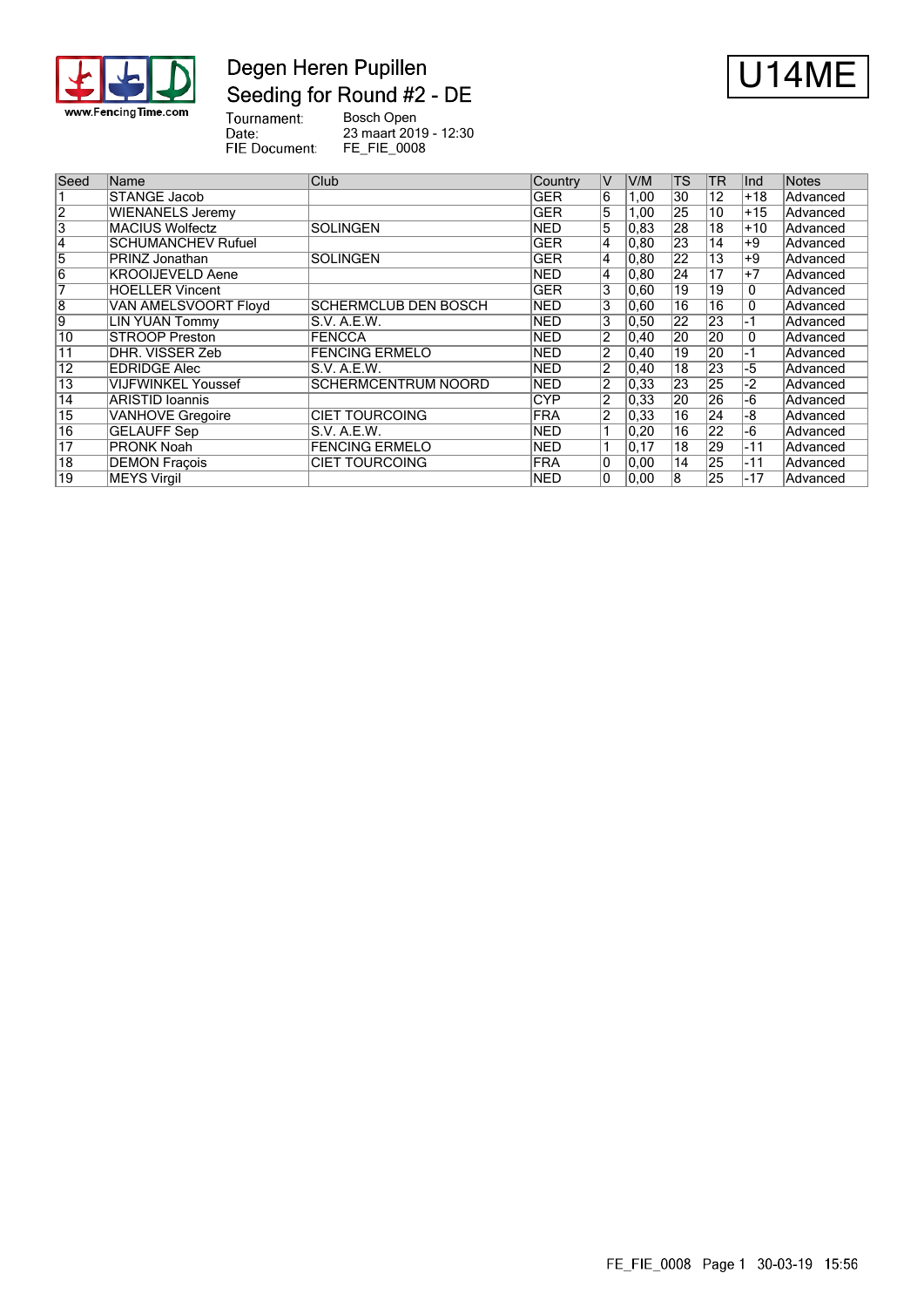# Degen Heren Pupillen

## Seeding for Round #2 - DE

**U14ME**

Tournament: Bosch Open
Date: 23 maart 2019 - 12:30
FIE Document: FE_FIE_0008

| Seed | Name | Club | Country | V | V/M | TS | TR | Ind | Notes |
|---|---|---|---|---|---|---|---|---|---|
| 1 | STANGE Jacob | | GER | 6 | 1,00 | 30 | 12 | +18 | Advanced |
| 2 | WIENANELS Jeremy | | GER | 5 | 1,00 | 25 | 10 | +15 | Advanced |
| 3 | MACIUS Wolfectz | SOLINGEN | NED | 5 | 0,83 | 28 | 18 | +10 | Advanced |
| 4 | SCHUMANCHEV Rufuel | | GER | 4 | 0,80 | 23 | 14 | +9 | Advanced |
| 5 | PRINZ Jonathan | SOLINGEN | GER | 4 | 0,80 | 22 | 13 | +9 | Advanced |
| 6 | KROOIJEVELD Aene | | NED | 4 | 0,80 | 24 | 17 | +7 | Advanced |
| 7 | HOELLER Vincent | | GER | 3 | 0,60 | 19 | 19 | 0 | Advanced |
| 8 | VAN AMELSVOORT Floyd | SCHERMCLUB DEN BOSCH | NED | 3 | 0,60 | 16 | 16 | 0 | Advanced |
| 9 | LIN YUAN Tommy | S.V. A.E.W. | NED | 3 | 0,50 | 22 | 23 | -1 | Advanced |
| 10 | STROOP Preston | FENCCA | NED | 2 | 0,40 | 20 | 20 | 0 | Advanced |
| 11 | DHR. VISSER Zeb | FENCING ERMELO | NED | 2 | 0,40 | 19 | 20 | -1 | Advanced |
| 12 | EDRIDGE Alec | S.V. A.E.W. | NED | 2 | 0,40 | 18 | 23 | -5 | Advanced |
| 13 | VIJFWINKEL Youssef | SCHERMCENTRUM NOORD | NED | 2 | 0,33 | 23 | 25 | -2 | Advanced |
| 14 | ARISTID Ioannis | | CYP | 2 | 0,33 | 20 | 26 | -6 | Advanced |
| 15 | VANHOVE Gregoire | CIET TOURCOING | FRA | 2 | 0,33 | 16 | 24 | -8 | Advanced |
| 16 | GELAUFF Sep | S.V. A.E.W. | NED | 1 | 0,20 | 16 | 22 | -6 | Advanced |
| 17 | PRONK Noah | FENCING ERMELO | NED | 1 | 0,17 | 18 | 29 | -11 | Advanced |
| 18 | DEMON Fraçois | CIET TOURCOING | FRA | 0 | 0,00 | 14 | 25 | -11 | Advanced |
| 19 | MEYS Virgil | | NED | 0 | 0,00 | 8 | 25 | -17 | Advanced |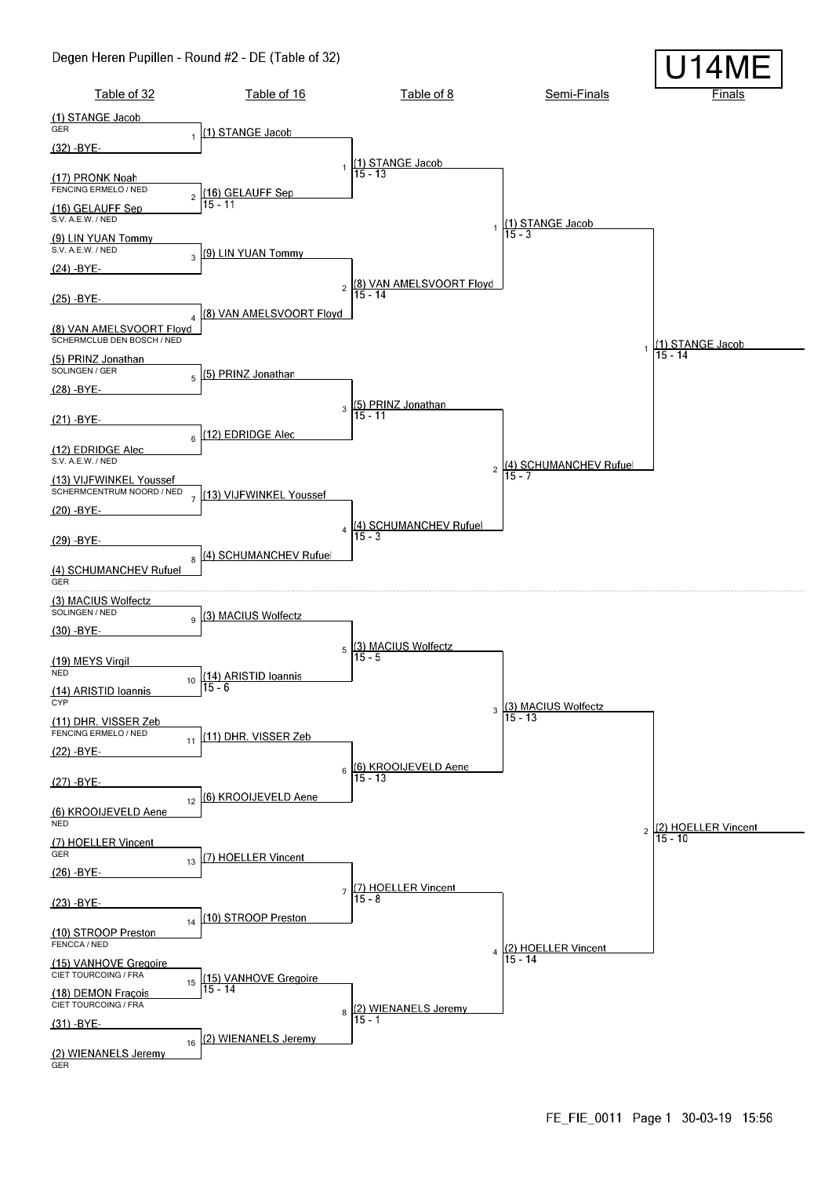# Degen Heren Pupillen - Round #2 - DE (Table of 32)

**U14ME**

## Table of 32

| Bout | Fencer | Club / Nation |
|---|---|---|
| 1 | (1) STANGE Jacob | GER |
| 1 | (32) -BYE- | |
| 2 | (17) PRONK Noah | FENCING ERMELO / NED |
| 2 | (16) GELAUFF Sep | S.V. A.E.W. / NED |
| 3 | (9) LIN YUAN Tommy | S.V. A.E.W. / NED |
| 3 | (24) -BYE- | |
| 4 | (25) -BYE- | |
| 4 | (8) VAN AMELSVOORT Floyd | SCHERMCLUB DEN BOSCH / NED |
| 5 | (5) PRINZ Jonathan | SOLINGEN / GER |
| 5 | (28) -BYE- | |
| 6 | (21) -BYE- | |
| 6 | (12) EDRIDGE Alec | S.V. A.E.W. / NED |
| 7 | (13) VIJFWINKEL Youssef | SCHERMCENTRUM NOORD / NED |
| 7 | (20) -BYE- | |
| 8 | (29) -BYE- | |
| 8 | (4) SCHUMANCHEV Rufuel | GER |
| 9 | (3) MACIUS Wolfectz | SOLINGEN / NED |
| 9 | (30) -BYE- | |
| 10 | (19) MEYS Virgil | NED |
| 10 | (14) ARISTID Ioannis | CYP |
| 11 | (11) DHR. VISSER Zeb | FENCING ERMELO / NED |
| 11 | (22) -BYE- | |
| 12 | (27) -BYE- | |
| 12 | (6) KROOIJEVELD Aene | NED |
| 13 | (7) HOELLER Vincent | GER |
| 13 | (26) -BYE- | |
| 14 | (23) -BYE- | |
| 14 | (10) STROOP Preston | FENCCA / NED |
| 15 | (15) VANHOVE Gregoire | CIET TOURCOING / FRA |
| 15 | (18) DEMON Fraçois | CIET TOURCOING / FRA |
| 16 | (31) -BYE- | |
| 16 | (2) WIENANELS Jeremy | GER |

## Table of 16

| Bout | Winner | Score |
|---|---|---|
| 1 | (1) STANGE Jacob | |
| 2 | (16) GELAUFF Sep | 15 - 11 |
| 3 | (9) LIN YUAN Tommy | |
| 4 | (8) VAN AMELSVOORT Floyd | |
| 5 | (5) PRINZ Jonathan | |
| 6 | (12) EDRIDGE Alec | |
| 7 | (13) VIJFWINKEL Youssef | |
| 8 | (4) SCHUMANCHEV Rufuel | |
| 9 | (3) MACIUS Wolfectz | |
| 10 | (14) ARISTID Ioannis | 15 - 6 |
| 11 | (11) DHR. VISSER Zeb | |
| 12 | (6) KROOIJEVELD Aene | |
| 13 | (7) HOELLER Vincent | |
| 14 | (10) STROOP Preston | |
| 15 | (15) VANHOVE Gregoire | 15 - 14 |
| 16 | (2) WIENANELS Jeremy | |

## Table of 8

| Bout | Winner | Score |
|---|---|---|
| 1 | (1) STANGE Jacob | 15 - 13 |
| 2 | (8) VAN AMELSVOORT Floyd | 15 - 14 |
| 3 | (5) PRINZ Jonathan | 15 - 11 |
| 4 | (4) SCHUMANCHEV Rufuel | 15 - 3 |
| 5 | (3) MACIUS Wolfectz | 15 - 5 |
| 6 | (6) KROOIJEVELD Aene | 15 - 13 |
| 7 | (7) HOELLER Vincent | 15 - 8 |
| 8 | (2) WIENANELS Jeremy | 15 - 1 |

## Semi-Finals

| Bout | Winner | Score |
|---|---|---|
| 1 | (1) STANGE Jacob | 15 - 3 |
| 2 | (4) SCHUMANCHEV Rufuel | 15 - 7 |
| 3 | (3) MACIUS Wolfectz | 15 - 13 |
| 4 | (2) HOELLER Vincent | 15 - 14 |

## Finals

| Bout | Winner | Score |
|---|---|---|
| 1 | (1) STANGE Jacob | 15 - 14 |
| 2 | (2) HOELLER Vincent | 15 - 10 |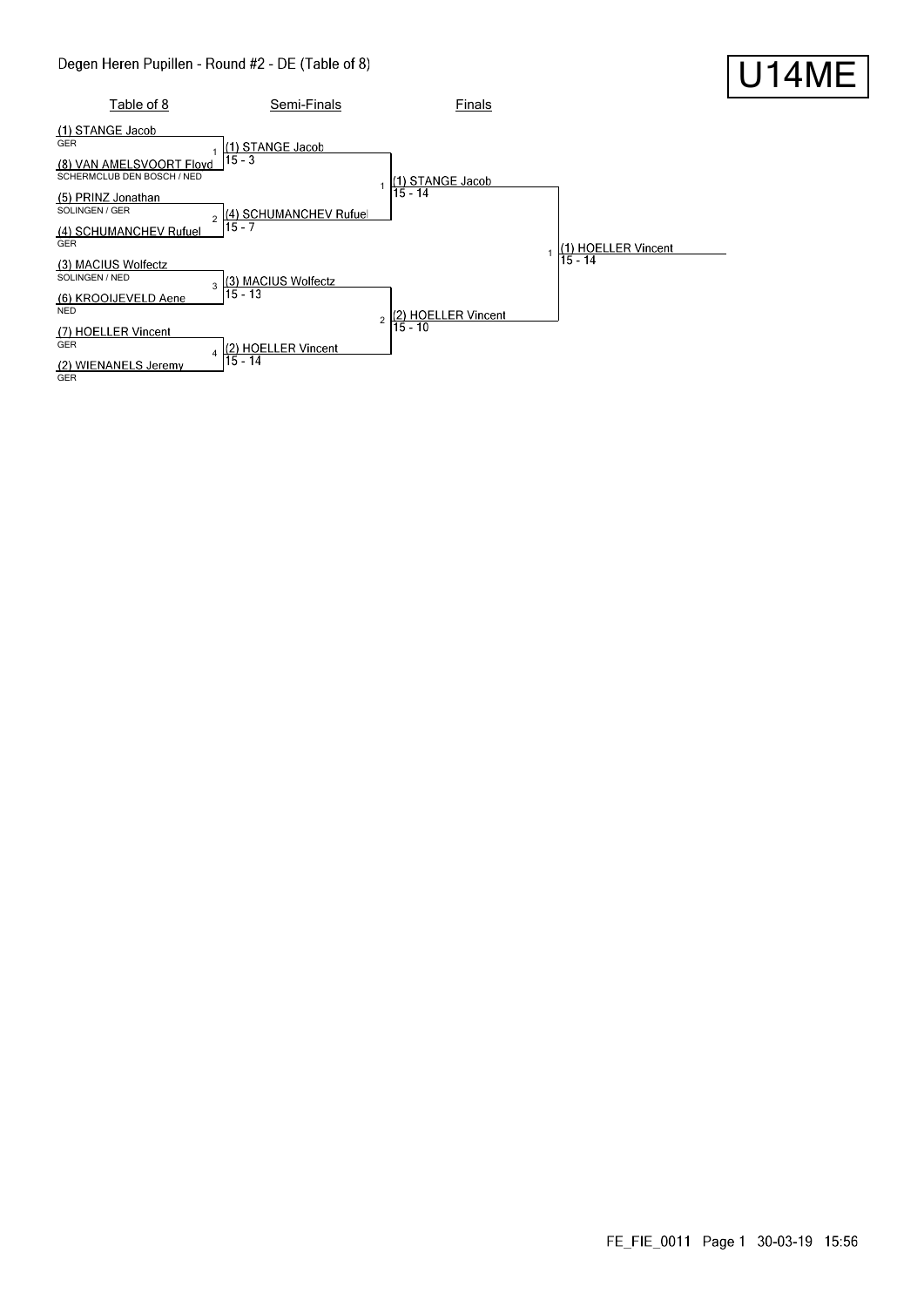# Degen Heren Pupillen - Round #2 - DE (Table of 8)

**U14ME**

## Table of 8

| Bout | Fencer | Club / Nation |
| --- | --- | --- |
| 1 | (1) STANGE Jacob | GER |
| 1 | (8) VAN AMELSVOORT Floyd | SCHERMCLUB DEN BOSCH / NED |
| 2 | (5) PRINZ Jonathan | SOLINGEN / GER |
| 2 | (4) SCHUMANCHEV Rufuel | GER |
| 3 | (3) MACIUS Wolfectz | SOLINGEN / NED |
| 3 | (6) KROOIJEVELD Aene | NED |
| 4 | (7) HOELLER Vincent | GER |
| 4 | (2) WIENANELS Jeremy | GER |

## Semi-Finals

| Bout | Winner | Score |
| --- | --- | --- |
| 1 | (1) STANGE Jacob | 15 - 3 |
| 2 | (4) SCHUMANCHEV Rufuel | 15 - 7 |
| 3 | (3) MACIUS Wolfectz | 15 - 13 |
| 4 | (2) HOELLER Vincent | 15 - 14 |

## Finals

| Bout | Winner | Score |
| --- | --- | --- |
| 1 | (1) STANGE Jacob | 15 - 14 |
| 2 | (2) HOELLER Vincent | 15 - 10 |

## Winner

| Bout | Winner | Score |
| --- | --- | --- |
| 1 | (1) HOELLER Vincent | 15 - 14 |

FE_FIE_0011 Page 1 30-03-19 15:56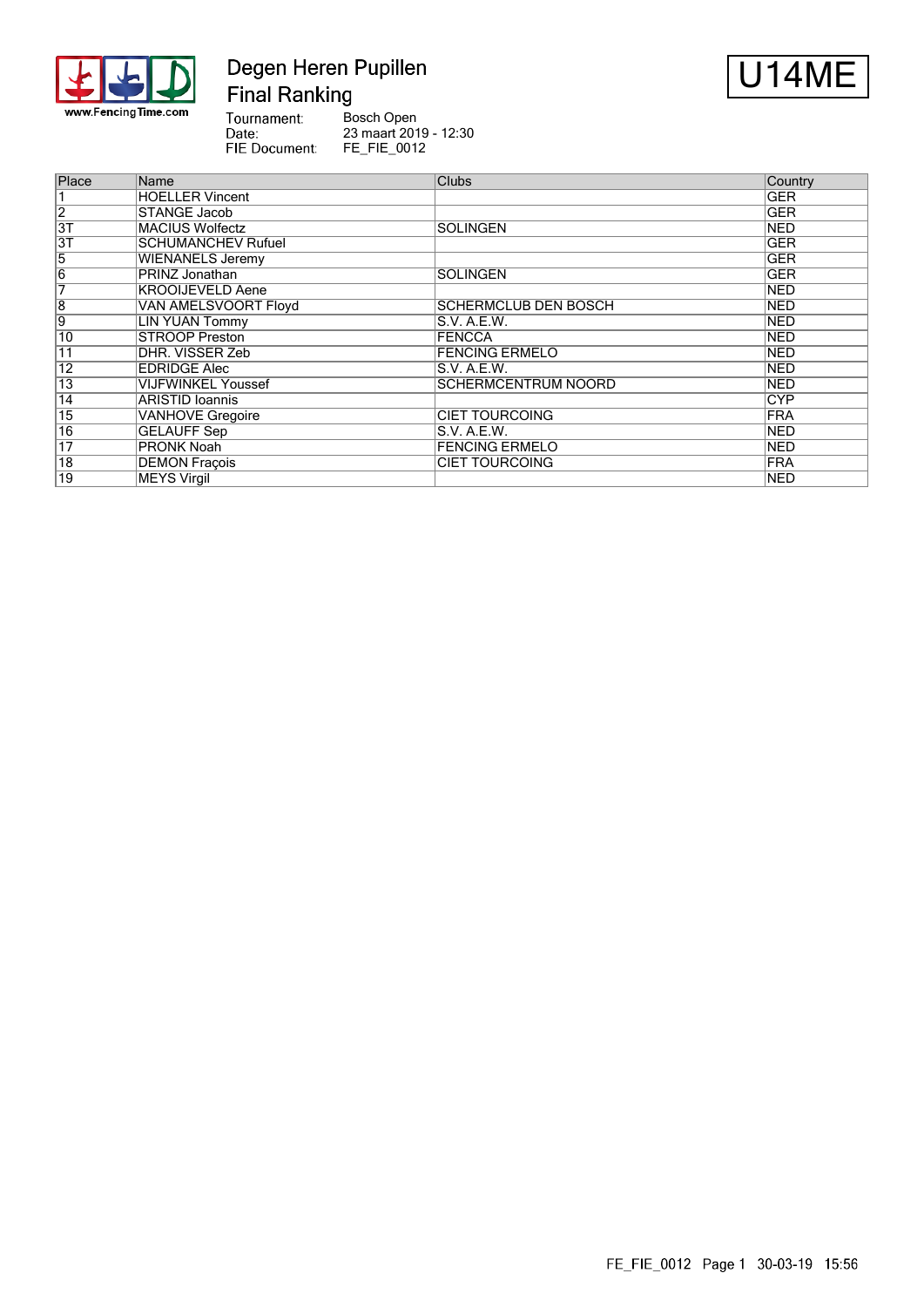# Degen Heren Pupillen

## Final Ranking

**U14ME**

Tournament: Bosch Open
Date: 23 maart 2019 - 12:30
FIE Document: FE_FIE_0012

| Place | Name | Clubs | Country |
|---|---|---|---|
| 1 | HOELLER Vincent | | GER |
| 2 | STANGE Jacob | | GER |
| 3T | MACIUS Wolfectz | SOLINGEN | NED |
| 3T | SCHUMANCHEV Rufuel | | GER |
| 5 | WIENANELS Jeremy | | GER |
| 6 | PRINZ Jonathan | SOLINGEN | GER |
| 7 | KROOIJEVELD Aene | | NED |
| 8 | VAN AMELSVOORT Floyd | SCHERMCLUB DEN BOSCH | NED |
| 9 | LIN YUAN Tommy | S.V. A.E.W. | NED |
| 10 | STROOP Preston | FENCCA | NED |
| 11 | DHR. VISSER Zeb | FENCING ERMELO | NED |
| 12 | EDRIDGE Alec | S.V. A.E.W. | NED |
| 13 | VIJFWINKEL Youssef | SCHERMCENTRUM NOORD | NED |
| 14 | ARISTID Ioannis | | CYP |
| 15 | VANHOVE Gregoire | CIET TOURCOING | FRA |
| 16 | GELAUFF Sep | S.V. A.E.W. | NED |
| 17 | PRONK Noah | FENCING ERMELO | NED |
| 18 | DEMON Fraçois | CIET TOURCOING | FRA |
| 19 | MEYS Virgil | | NED |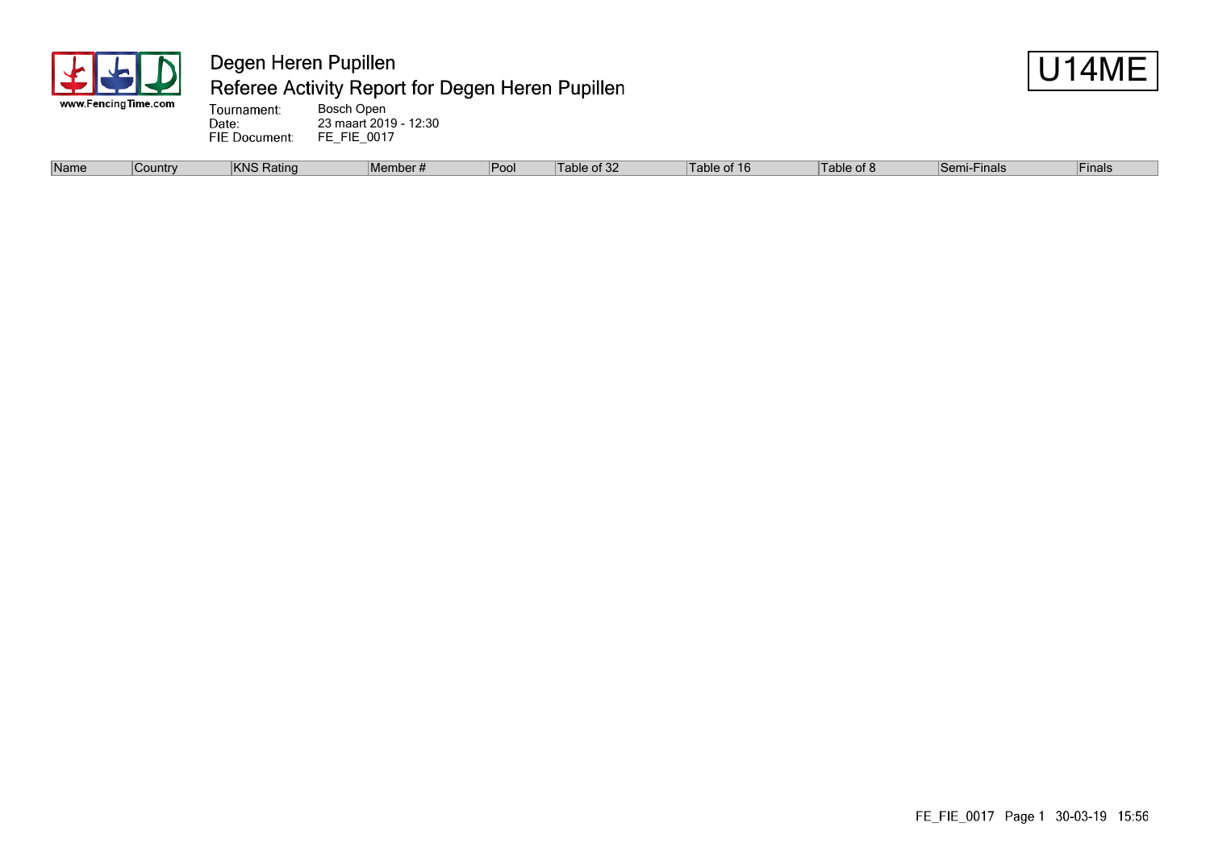# Degen Heren Pupillen

## Referee Activity Report for Degen Heren Pupillen

U14ME

Tournament: Bosch Open
Date: 23 maart 2019 - 12:30
FIE Document: FE_FIE_0017

| Name | Country | KNS Rating | Member # | Pool | Table of 32 | Table of 16 | Table of 8 | Semi-Finals | Finals |
|---|---|---|---|---|---|---|---|---|---|